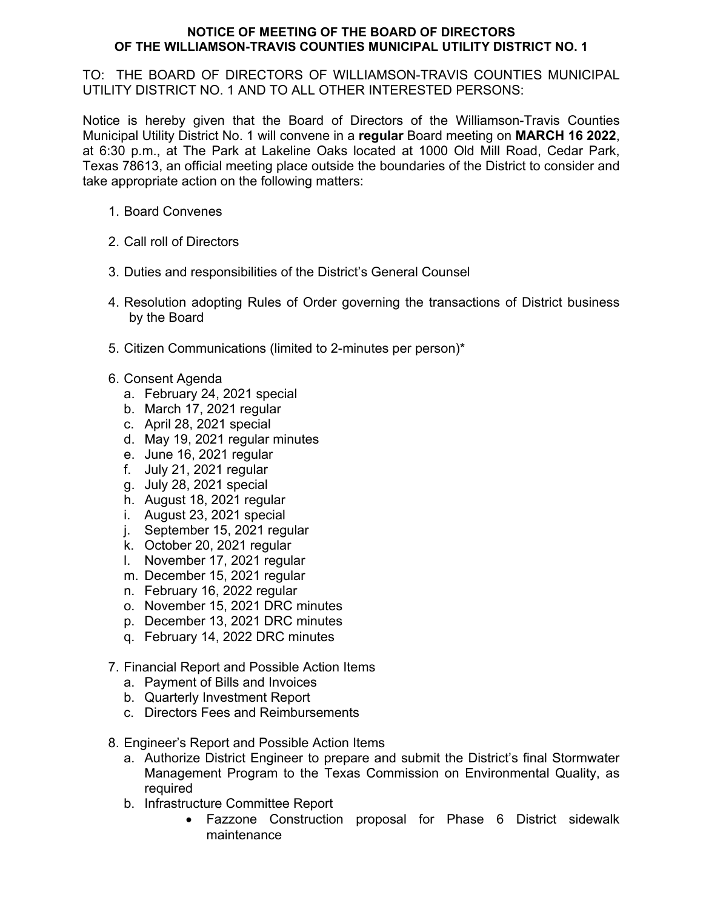**NOTICE OF MEETING OF THE BOARD OF DIRECTORS**
**OF THE WILLIAMSON-TRAVIS COUNTIES MUNICIPAL UTILITY DISTRICT NO. 1**

TO: THE BOARD OF DIRECTORS OF WILLIAMSON-TRAVIS COUNTIES MUNICIPAL UTILITY DISTRICT NO. 1 AND TO ALL OTHER INTERESTED PERSONS:

Notice is hereby given that the Board of Directors of the Williamson-Travis Counties Municipal Utility District No. 1 will convene in a **regular** Board meeting on **MARCH 16 2022**, at 6:30 p.m., at The Park at Lakeline Oaks located at 1000 Old Mill Road, Cedar Park, Texas 78613, an official meeting place outside the boundaries of the District to consider and take appropriate action on the following matters:

1. Board Convenes

2. Call roll of Directors

3. Duties and responsibilities of the District's General Counsel

4. Resolution adopting Rules of Order governing the transactions of District business by the Board

5. Citizen Communications (limited to 2-minutes per person)*

6. Consent Agenda
   a. February 24, 2021 special
   b. March 17, 2021 regular
   c. April 28, 2021 special
   d. May 19, 2021 regular minutes
   e. June 16, 2021 regular
   f. July 21, 2021 regular
   g. July 28, 2021 special
   h. August 18, 2021 regular
   i. August 23, 2021 special
   j. September 15, 2021 regular
   k. October 20, 2021 regular
   l. November 17, 2021 regular
   m. December 15, 2021 regular
   n. February 16, 2022 regular
   o. November 15, 2021 DRC minutes
   p. December 13, 2021 DRC minutes
   q. February 14, 2022 DRC minutes

7. Financial Report and Possible Action Items
   a. Payment of Bills and Invoices
   b. Quarterly Investment Report
   c. Directors Fees and Reimbursements

8. Engineer's Report and Possible Action Items
   a. Authorize District Engineer to prepare and submit the District's final Stormwater Management Program to the Texas Commission on Environmental Quality, as required
   b. Infrastructure Committee Report
      - Fazzone Construction proposal for Phase 6 District sidewalk maintenance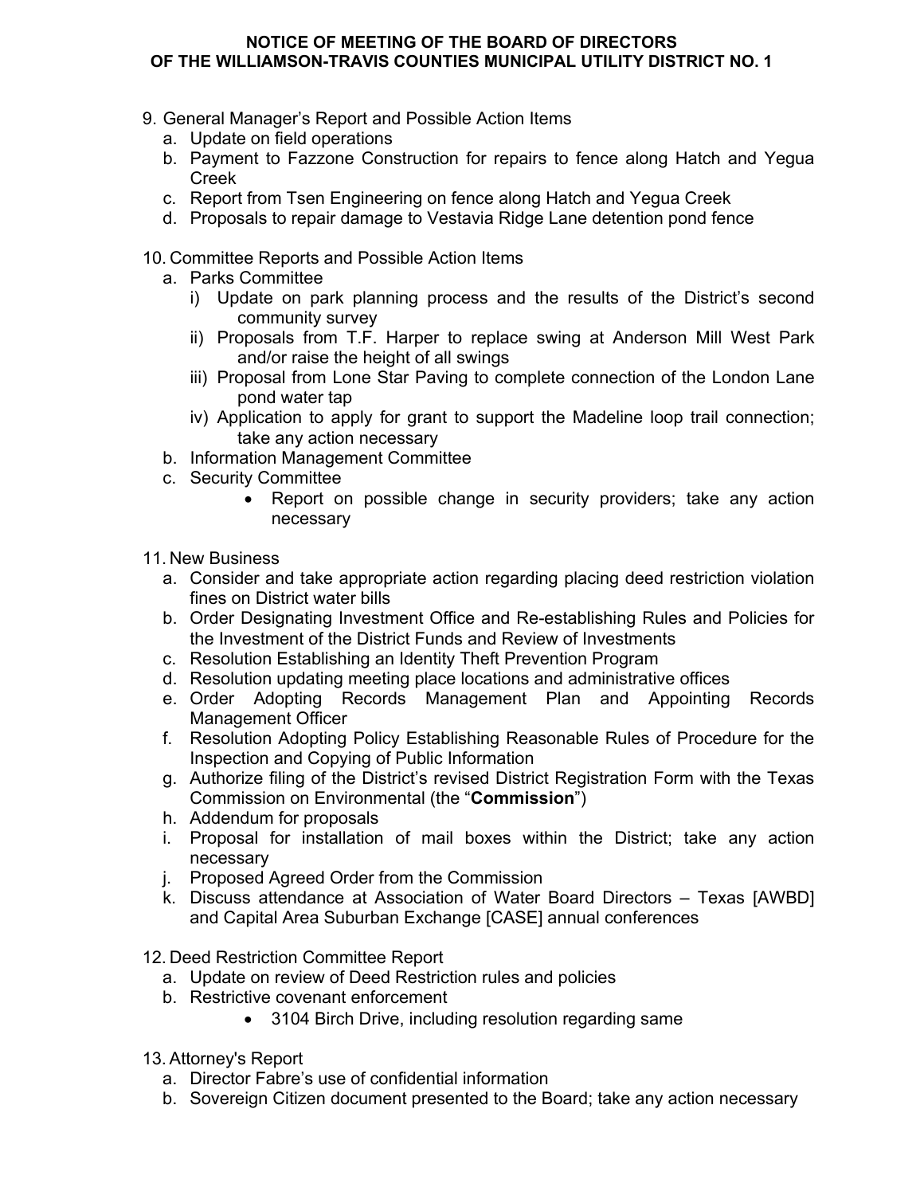9. General Manager's Report and Possible Action Items
   a. Update on field operations
   b. Payment to Fazzone Construction for repairs to fence along Hatch and Yegua Creek
   c. Report from Tsen Engineering on fence along Hatch and Yegua Creek
   d. Proposals to repair damage to Vestavia Ridge Lane detention pond fence

10. Committee Reports and Possible Action Items
    a. Parks Committee
       i) Update on park planning process and the results of the District's second community survey
       ii) Proposals from T.F. Harper to replace swing at Anderson Mill West Park and/or raise the height of all swings
       iii) Proposal from Lone Star Paving to complete connection of the London Lane pond water tap
       iv) Application to apply for grant to support the Madeline loop trail connection; take any action necessary
    b. Information Management Committee
    c. Security Committee
       - Report on possible change in security providers; take any action necessary

11. New Business
    a. Consider and take appropriate action regarding placing deed restriction violation fines on District water bills
    b. Order Designating Investment Office and Re-establishing Rules and Policies for the Investment of the District Funds and Review of Investments
    c. Resolution Establishing an Identity Theft Prevention Program
    d. Resolution updating meeting place locations and administrative offices
    e. Order Adopting Records Management Plan and Appointing Records Management Officer
    f. Resolution Adopting Policy Establishing Reasonable Rules of Procedure for the Inspection and Copying of Public Information
    g. Authorize filing of the District's revised District Registration Form with the Texas Commission on Environmental (the "**Commission**")
    h. Addendum for proposals
    i. Proposal for installation of mail boxes within the District; take any action necessary
    j. Proposed Agreed Order from the Commission
    k. Discuss attendance at Association of Water Board Directors – Texas [AWBD] and Capital Area Suburban Exchange [CASE] annual conferences

12. Deed Restriction Committee Report
    a. Update on review of Deed Restriction rules and policies
    b. Restrictive covenant enforcement
       - 3104 Birch Drive, including resolution regarding same

13. Attorney's Report
    a. Director Fabre's use of confidential information
    b. Sovereign Citizen document presented to the Board; take any action necessary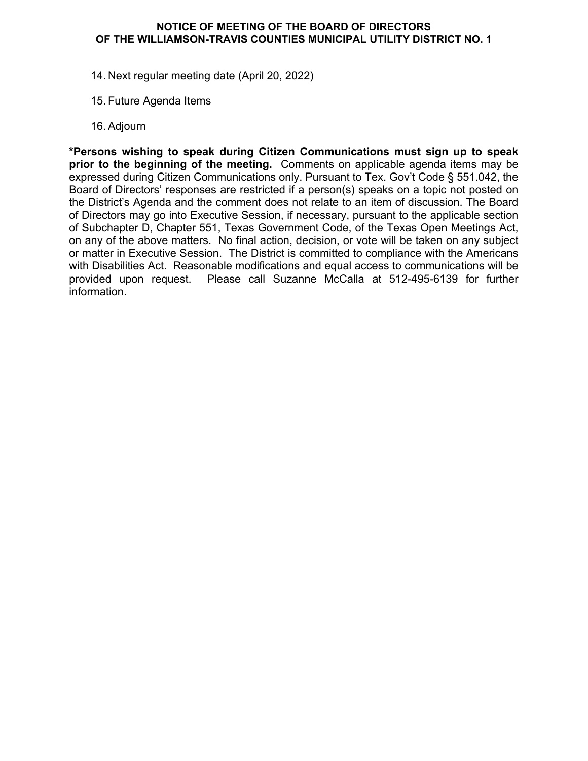14. Next regular meeting date (April 20, 2022)

15. Future Agenda Items

16. Adjourn

**\*Persons wishing to speak during Citizen Communications must sign up to speak prior to the beginning of the meeting.** Comments on applicable agenda items may be expressed during Citizen Communications only. Pursuant to Tex. Gov't Code § 551.042, the Board of Directors' responses are restricted if a person(s) speaks on a topic not posted on the District's Agenda and the comment does not relate to an item of discussion. The Board of Directors may go into Executive Session, if necessary, pursuant to the applicable section of Subchapter D, Chapter 551, Texas Government Code, of the Texas Open Meetings Act, on any of the above matters. No final action, decision, or vote will be taken on any subject or matter in Executive Session. The District is committed to compliance with the Americans with Disabilities Act. Reasonable modifications and equal access to communications will be provided upon request. Please call Suzanne McCalla at 512-495-6139 for further information.